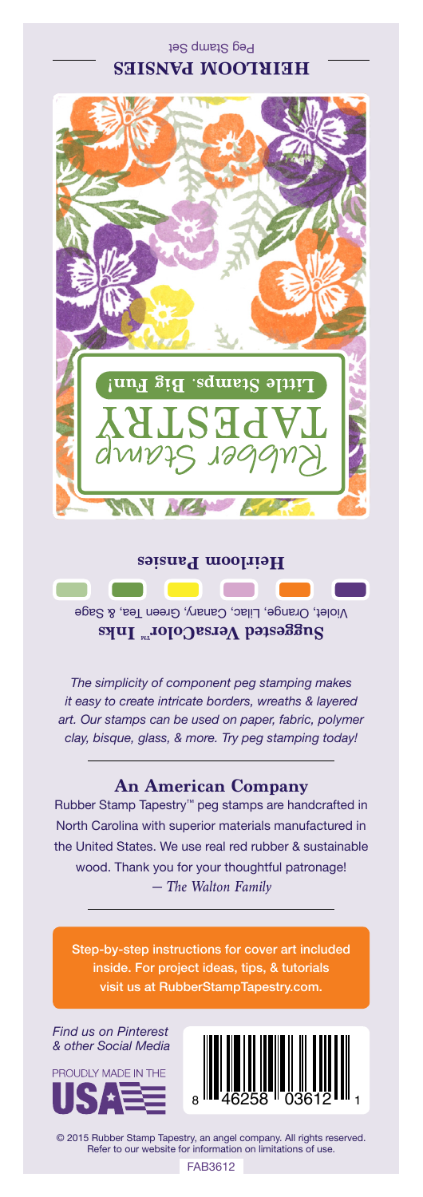# HEIRLOOM PANSIES

Peg Stamp Set

Rubber Stamp
TAPESTRY
**Little Stamps. Big Fun!**

**Heirloom Pansies**

**Suggested VersaColor™ Inks**
Violet, Orange, Lilac, Canary, Green Tea, & Sage

*The simplicity of component peg stamping makes it easy to create intricate borders, wreaths & layered art. Our stamps can be used on paper, fabric, polymer clay, bisque, glass, & more. Try peg stamping today!*

## An American Company

Rubber Stamp Tapestry™ peg stamps are handcrafted in North Carolina with superior materials manufactured in the United States. We use real red rubber & sustainable wood. Thank you for your thoughtful patronage!
*— The Walton Family*

Step-by-step instructions for cover art included inside. For project ideas, tips, & tutorials visit us at RubberStampTapestry.com.

*Find us on Pinterest & other Social Media*

PROUDLY MADE IN THE USA

8 46258 03612 1

© 2015 Rubber Stamp Tapestry, an angel company. All rights reserved. Refer to our website for information on limitations of use.

FAB3612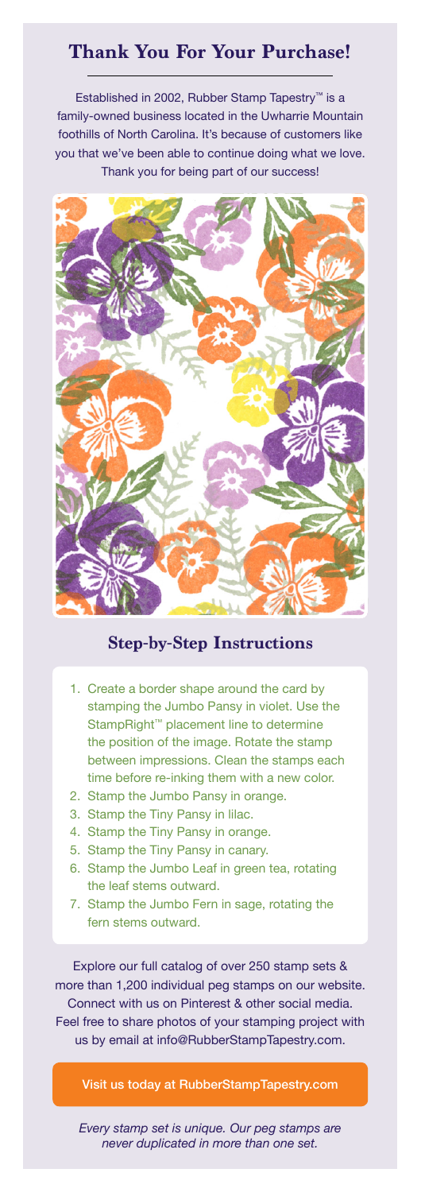## Thank You For Your Purchase!

Established in 2002, Rubber Stamp Tapestry™ is a family-owned business located in the Uwharrie Mountain foothills of North Carolina. It's because of customers like you that we've been able to continue doing what we love. Thank you for being part of our success!

## Step-by-Step Instructions

1. Create a border shape around the card by stamping the Jumbo Pansy in violet. Use the StampRight™ placement line to determine the position of the image. Rotate the stamp between impressions. Clean the stamps each time before re-inking them with a new color.
2. Stamp the Jumbo Pansy in orange.
3. Stamp the Tiny Pansy in lilac.
4. Stamp the Tiny Pansy in orange.
5. Stamp the Tiny Pansy in canary.
6. Stamp the Jumbo Leaf in green tea, rotating the leaf stems outward.
7. Stamp the Jumbo Fern in sage, rotating the fern stems outward.

Explore our full catalog of over 250 stamp sets & more than 1,200 individual peg stamps on our website. Connect with us on Pinterest & other social media. Feel free to share photos of your stamping project with us by email at info@RubberStampTapestry.com.

**Visit us today at RubberStampTapestry.com**

*Every stamp set is unique. Our peg stamps are never duplicated in more than one set.*